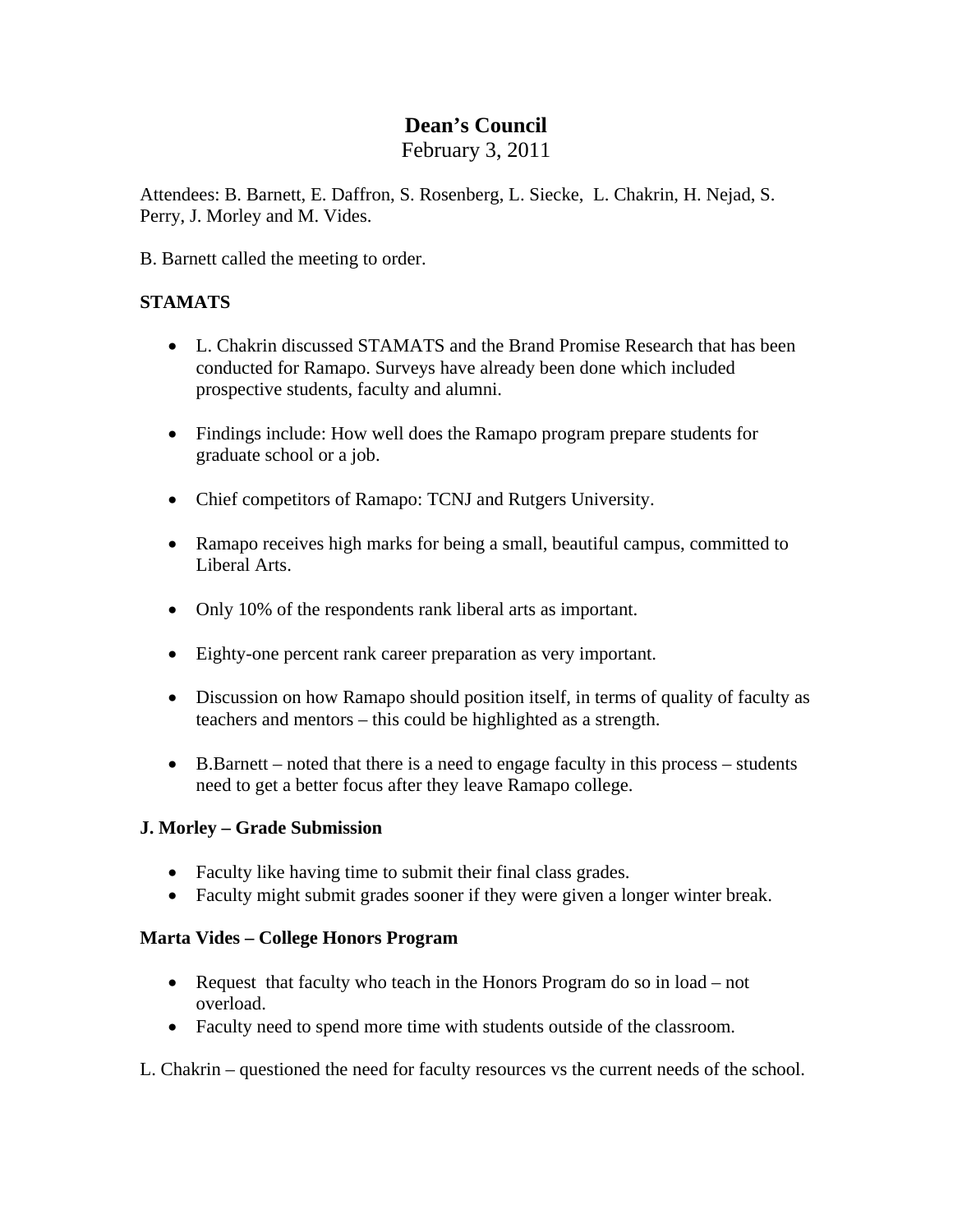# Dean's Council

February 3, 2011

Attendees: B. Barnett, E. Daffron, S. Rosenberg, L. Siecke, L. Chakrin, H. Nejad, S. Perry, J. Morley and M. Vides.

B. Barnett called the meeting to order.

**STAMATS**

- L. Chakrin discussed STAMATS and the Brand Promise Research that has been conducted for Ramapo. Surveys have already been done which included prospective students, faculty and alumni.
- Findings include: How well does the Ramapo program prepare students for graduate school or a job.
- Chief competitors of Ramapo: TCNJ and Rutgers University.
- Ramapo receives high marks for being a small, beautiful campus, committed to Liberal Arts.
- Only 10% of the respondents rank liberal arts as important.
- Eighty-one percent rank career preparation as very important.
- Discussion on how Ramapo should position itself, in terms of quality of faculty as teachers and mentors – this could be highlighted as a strength.
- B.Barnett – noted that there is a need to engage faculty in this process – students need to get a better focus after they leave Ramapo college.

**J. Morley – Grade Submission**

- Faculty like having time to submit their final class grades.
- Faculty might submit grades sooner if they were given a longer winter break.

**Marta Vides – College Honors Program**

- Request that faculty who teach in the Honors Program do so in load – not overload.
- Faculty need to spend more time with students outside of the classroom.

L. Chakrin – questioned the need for faculty resources vs the current needs of the school.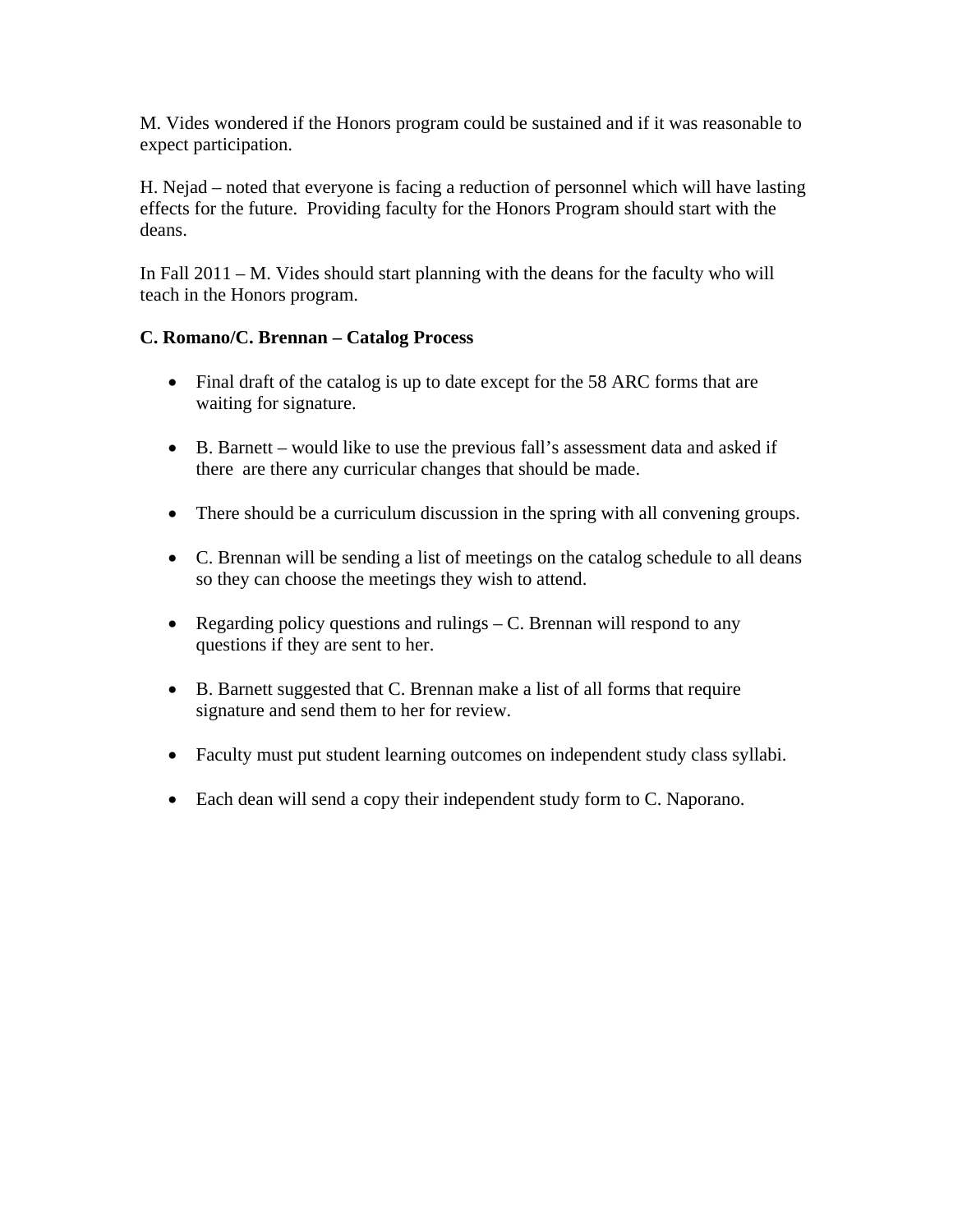M. Vides wondered if the Honors program could be sustained and if it was reasonable to expect participation.

H. Nejad – noted that everyone is facing a reduction of personnel which will have lasting effects for the future. Providing faculty for the Honors Program should start with the deans.

In Fall 2011 – M. Vides should start planning with the deans for the faculty who will teach in the Honors program.

**C. Romano/C. Brennan – Catalog Process**

- Final draft of the catalog is up to date except for the 58 ARC forms that are waiting for signature.
- B. Barnett – would like to use the previous fall's assessment data and asked if there are there any curricular changes that should be made.
- There should be a curriculum discussion in the spring with all convening groups.
- C. Brennan will be sending a list of meetings on the catalog schedule to all deans so they can choose the meetings they wish to attend.
- Regarding policy questions and rulings – C. Brennan will respond to any questions if they are sent to her.
- B. Barnett suggested that C. Brennan make a list of all forms that require signature and send them to her for review.
- Faculty must put student learning outcomes on independent study class syllabi.
- Each dean will send a copy their independent study form to C. Naporano.